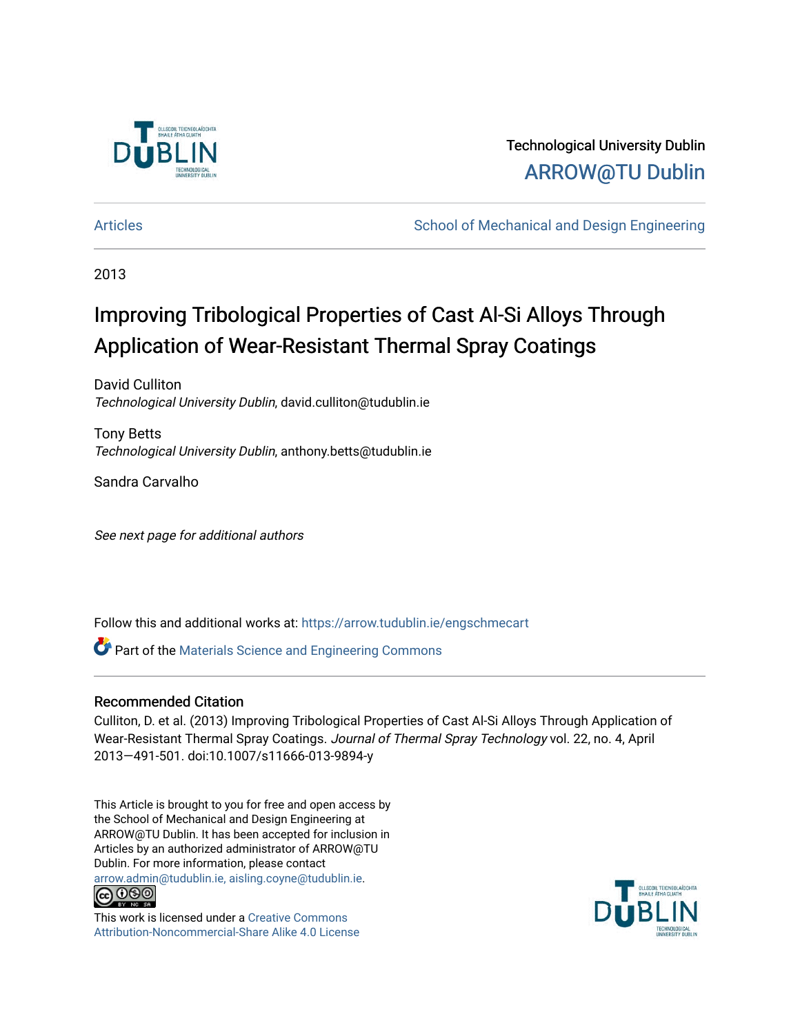Technological University Dublin

ARROW@TU Dublin

Articles | School of Mechanical and Design Engineering

2013

# Improving Tribological Properties of Cast Al-Si Alloys Through Application of Wear-Resistant Thermal Spray Coatings

David Culliton
*Technological University Dublin*, david.culliton@tudublin.ie

Tony Betts
*Technological University Dublin*, anthony.betts@tudublin.ie

Sandra Carvalho

*See next page for additional authors*

Follow this and additional works at: https://arrow.tudublin.ie/engschmecart

Part of the Materials Science and Engineering Commons

## Recommended Citation

Culliton, D. et al. (2013) Improving Tribological Properties of Cast Al-Si Alloys Through Application of Wear-Resistant Thermal Spray Coatings. *Journal of Thermal Spray Technology* vol. 22, no. 4, April 2013—491-501. doi:10.1007/s11666-013-9894-y

This Article is brought to you for free and open access by the School of Mechanical and Design Engineering at ARROW@TU Dublin. It has been accepted for inclusion in Articles by an authorized administrator of ARROW@TU Dublin. For more information, please contact arrow.admin@tudublin.ie, aisling.coyne@tudublin.ie.

This work is licensed under a Creative Commons Attribution-Noncommercial-Share Alike 4.0 License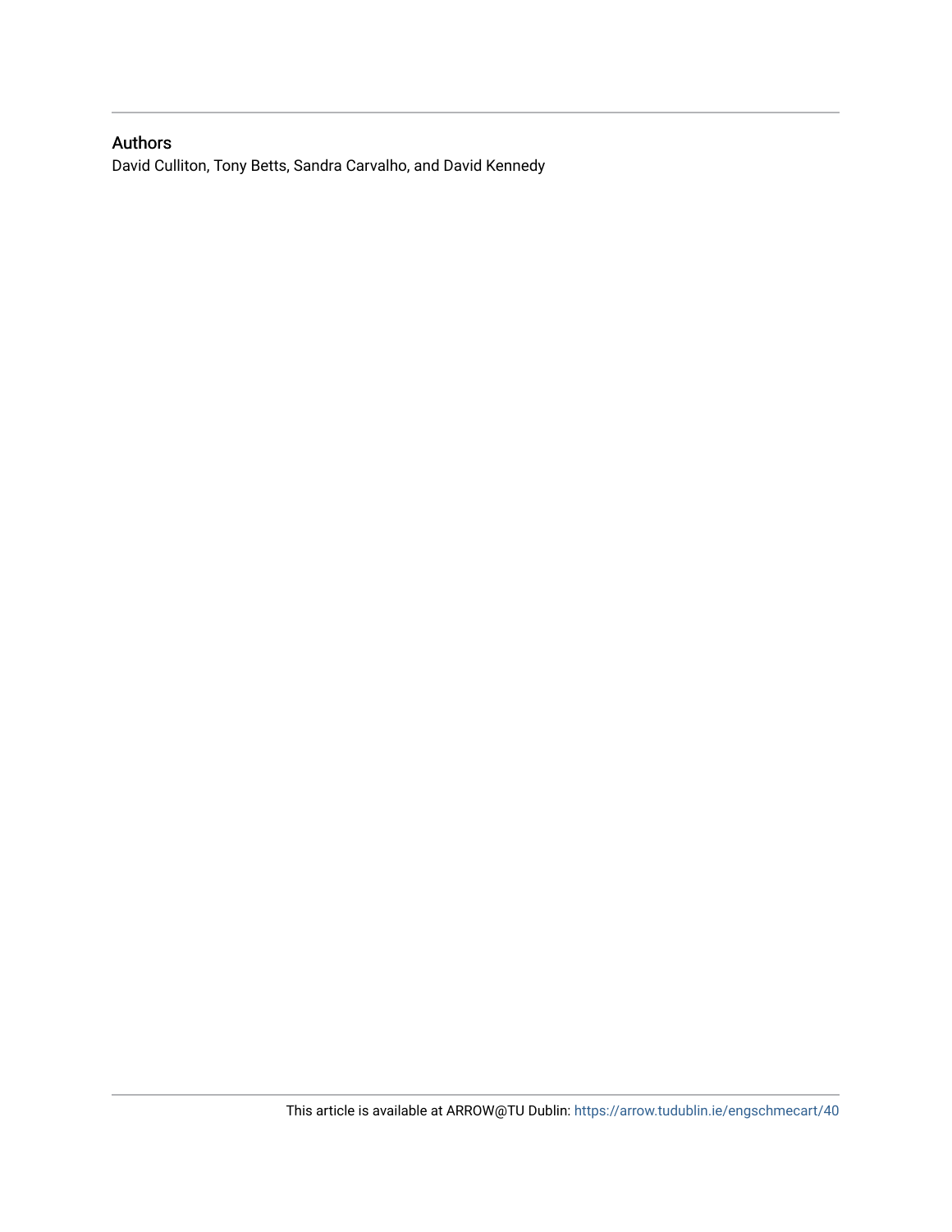## Authors

David Culliton, Tony Betts, Sandra Carvalho, and David Kennedy

This article is available at ARROW@TU Dublin: https://arrow.tudublin.ie/engschmecart/40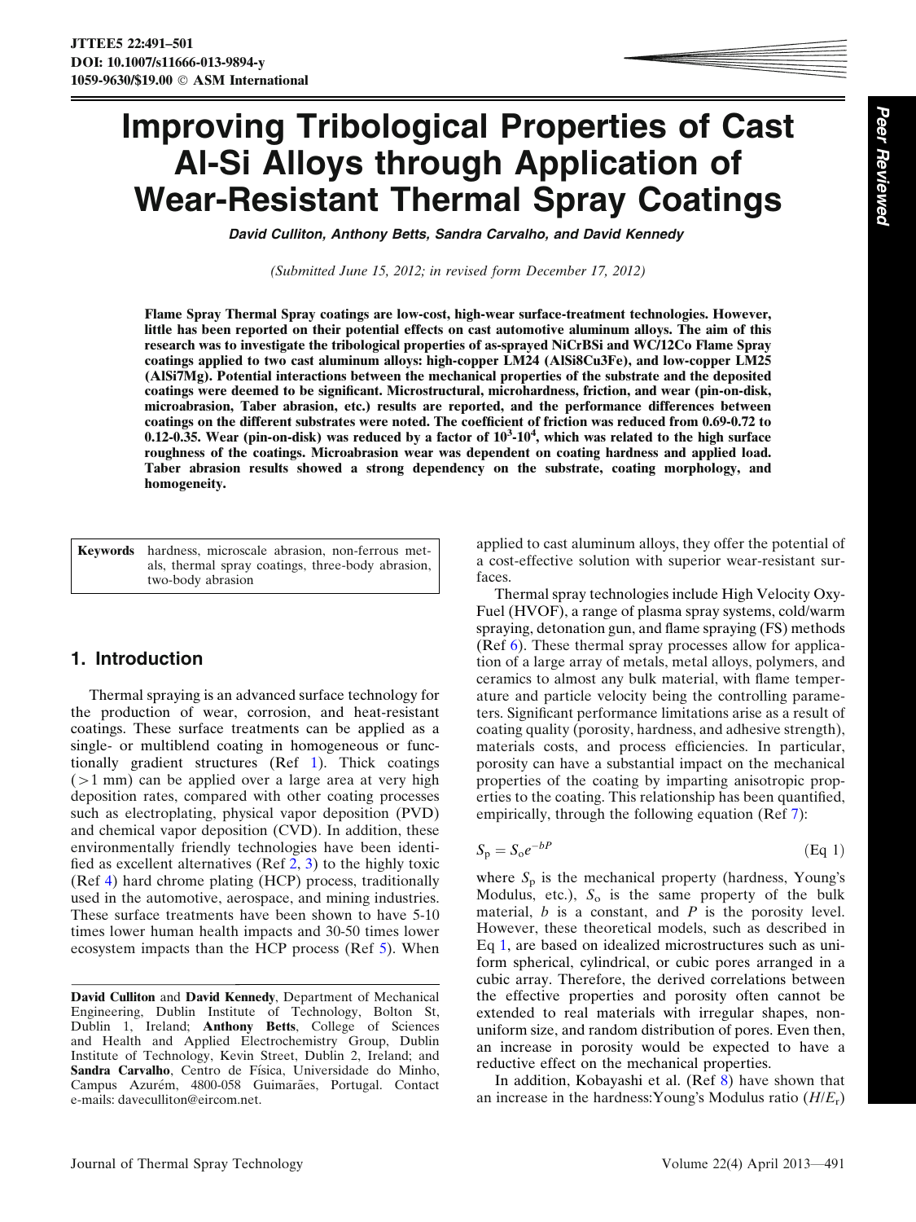# Improving Tribological Properties of Cast Al-Si Alloys through Application of Wear-Resistant Thermal Spray Coatings

*David Culliton, Anthony Betts, Sandra Carvalho, and David Kennedy*

*(Submitted June 15, 2012; in revised form December 17, 2012)*

**Flame Spray Thermal Spray coatings are low-cost, high-wear surface-treatment technologies. However, little has been reported on their potential effects on cast automotive aluminum alloys. The aim of this research was to investigate the tribological properties of as-sprayed NiCrBSi and WC/12Co Flame Spray coatings applied to two cast aluminum alloys: high-copper LM24 (AlSi8Cu3Fe), and low-copper LM25 (AlSi7Mg). Potential interactions between the mechanical properties of the substrate and the deposited coatings were deemed to be significant. Microstructural, microhardness, friction, and wear (pin-on-disk, microabrasion, Taber abrasion, etc.) results are reported, and the performance differences between coatings on the different substrates were noted. The coefficient of friction was reduced from 0.69-0.72 to 0.12-0.35. Wear (pin-on-disk) was reduced by a factor of $10^3$-$10^4$, which was related to the high surface roughness of the coatings. Microabrasion wear was dependent on coating hardness and applied load. Taber abrasion results showed a strong dependency on the substrate, coating morphology, and homogeneity.**

**Keywords** hardness, microscale abrasion, non-ferrous metals, thermal spray coatings, three-body abrasion, two-body abrasion

## 1. Introduction

Thermal spraying is an advanced surface technology for the production of wear, corrosion, and heat-resistant coatings. These surface treatments can be applied as a single- or multiblend coating in homogeneous or functionally gradient structures (Ref 1). Thick coatings (>1 mm) can be applied over a large area at very high deposition rates, compared with other coating processes such as electroplating, physical vapor deposition (PVD) and chemical vapor deposition (CVD). In addition, these environmentally friendly technologies have been identified as excellent alternatives (Ref 2, 3) to the highly toxic (Ref 4) hard chrome plating (HCP) process, traditionally used in the automotive, aerospace, and mining industries. These surface treatments have been shown to have 5-10 times lower human health impacts and 30-50 times lower ecosystem impacts than the HCP process (Ref 5). When applied to cast aluminum alloys, they offer the potential of a cost-effective solution with superior wear-resistant surfaces.

Thermal spray technologies include High Velocity Oxy-Fuel (HVOF), a range of plasma spray systems, cold/warm spraying, detonation gun, and flame spraying (FS) methods (Ref 6). These thermal spray processes allow for application of a large array of metals, metal alloys, polymers, and ceramics to almost any bulk material, with flame temperature and particle velocity being the controlling parameters. Significant performance limitations arise as a result of coating quality (porosity, hardness, and adhesive strength), materials costs, and process efficiencies. In particular, porosity can have a substantial impact on the mechanical properties of the coating by imparting anisotropic properties to the coating. This relationship has been quantified, empirically, through the following equation (Ref 7):

$$S_p = S_o e^{-bP} \quad \text{(Eq 1)}$$

where $S_p$ is the mechanical property (hardness, Young's Modulus, etc.), $S_o$ is the same property of the bulk material, $b$ is a constant, and $P$ is the porosity level. However, these theoretical models, such as described in Eq 1, are based on idealized microstructures such as uniform spherical, cylindrical, or cubic pores arranged in a cubic array. Therefore, the derived correlations between the effective properties and porosity often cannot be extended to real materials with irregular shapes, non-uniform size, and random distribution of pores. Even then, an increase in porosity would be expected to have a reductive effect on the mechanical properties.

In addition, Kobayashi et al. (Ref 8) have shown that an increase in the hardness:Young's Modulus ratio ($H/E_r$)

**David Culliton** and **David Kennedy**, Department of Mechanical Engineering, Dublin Institute of Technology, Bolton St, Dublin 1, Ireland; **Anthony Betts**, College of Sciences and Health and Applied Electrochemistry Group, Dublin Institute of Technology, Kevin Street, Dublin 2, Ireland; and **Sandra Carvalho**, Centro de Física, Universidade do Minho, Campus Azurém, 4800-058 Guimarães, Portugal. Contact e-mails: daveculliton@eircom.net.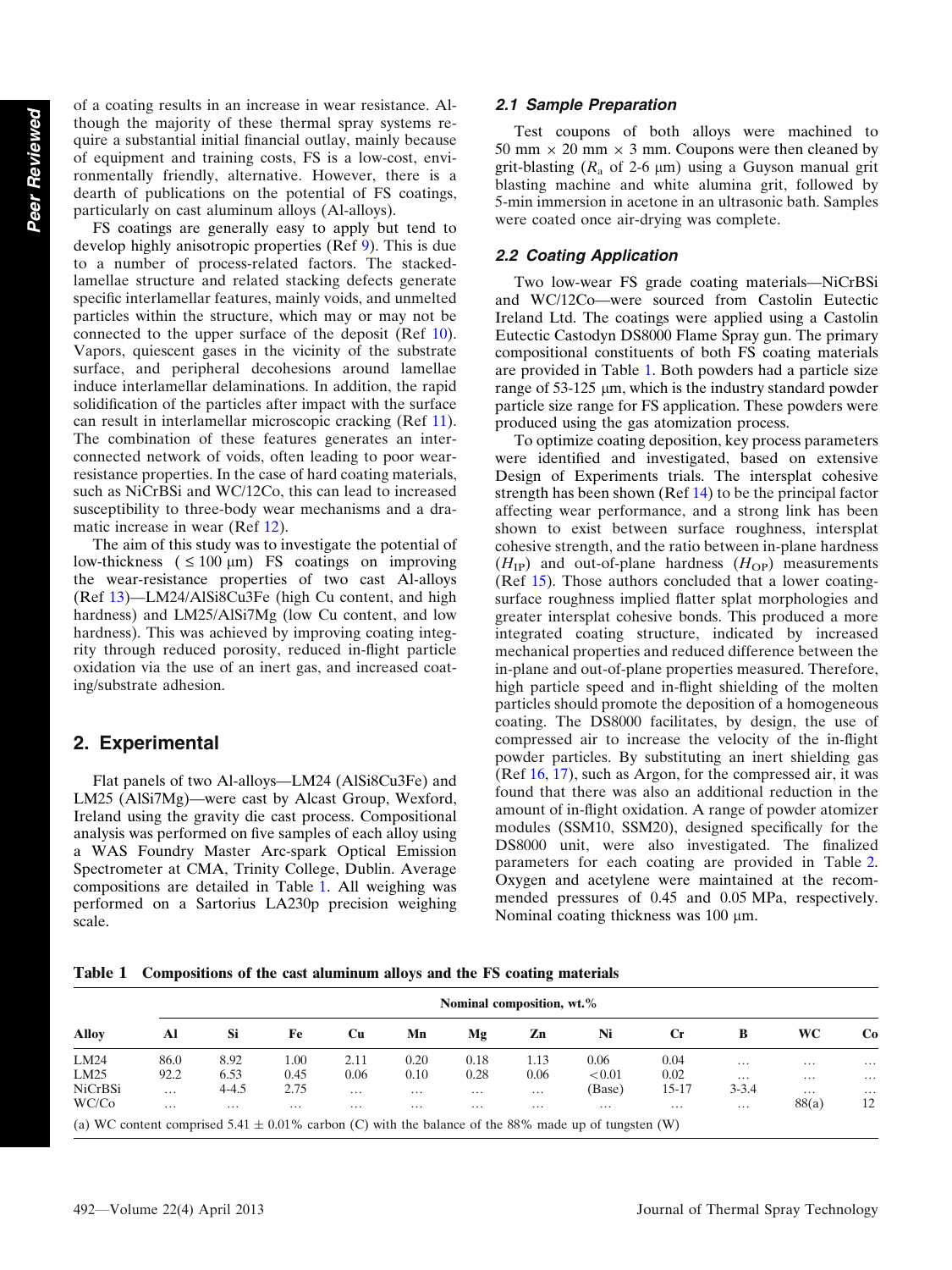of a coating results in an increase in wear resistance. Although the majority of these thermal spray systems require a substantial initial financial outlay, mainly because of equipment and training costs, FS is a low-cost, environmentally friendly, alternative. However, there is a dearth of publications on the potential of FS coatings, particularly on cast aluminum alloys (Al-alloys).

FS coatings are generally easy to apply but tend to develop highly anisotropic properties (Ref 9). This is due to a number of process-related factors. The stacked-lamellae structure and related stacking defects generate specific interlamellar features, mainly voids, and unmelted particles within the structure, which may or may not be connected to the upper surface of the deposit (Ref 10). Vapors, quiescent gases in the vicinity of the substrate surface, and peripheral decohesions around lamellae induce interlamellar delaminations. In addition, the rapid solidification of the particles after impact with the surface can result in interlamellar microscopic cracking (Ref 11). The combination of these features generates an interconnected network of voids, often leading to poor wear-resistance properties. In the case of hard coating materials, such as NiCrBSi and WC/12Co, this can lead to increased susceptibility to three-body wear mechanisms and a dramatic increase in wear (Ref 12).

The aim of this study was to investigate the potential of low-thickness ($\leq 100$ µm) FS coatings on improving the wear-resistance properties of two cast Al-alloys (Ref 13)—LM24/AlSi8Cu3Fe (high Cu content, and high hardness) and LM25/AlSi7Mg (low Cu content, and low hardness). This was achieved by improving coating integrity through reduced porosity, reduced in-flight particle oxidation via the use of an inert gas, and increased coating/substrate adhesion.

## 2. Experimental

Flat panels of two Al-alloys—LM24 (AlSi8Cu3Fe) and LM25 (AlSi7Mg)—were cast by Alcast Group, Wexford, Ireland using the gravity die cast process. Compositional analysis was performed on five samples of each alloy using a WAS Foundry Master Arc-spark Optical Emission Spectrometer at CMA, Trinity College, Dublin. Average compositions are detailed in Table 1. All weighing was performed on a Sartorius LA230p precision weighing scale.

### 2.1 Sample Preparation

Test coupons of both alloys were machined to 50 mm × 20 mm × 3 mm. Coupons were then cleaned by grit-blasting ($R_a$ of 2-6 µm) using a Guyson manual grit blasting machine and white alumina grit, followed by 5-min immersion in acetone in an ultrasonic bath. Samples were coated once air-drying was complete.

### 2.2 Coating Application

Two low-wear FS grade coating materials—NiCrBSi and WC/12Co—were sourced from Castolin Eutectic Ireland Ltd. The coatings were applied using a Castolin Eutectic Castodyn DS8000 Flame Spray gun. The primary compositional constituents of both FS coating materials are provided in Table 1. Both powders had a particle size range of 53-125 µm, which is the industry standard powder particle size range for FS application. These powders were produced using the gas atomization process.

To optimize coating deposition, key process parameters were identified and investigated, based on extensive Design of Experiments trials. The intersplat cohesive strength has been shown (Ref 14) to be the principal factor affecting wear performance, and a strong link has been shown to exist between surface roughness, intersplat cohesive strength, and the ratio between in-plane hardness ($H_{IP}$) and out-of-plane hardness ($H_{OP}$) measurements (Ref 15). Those authors concluded that a lower coating-surface roughness implied flatter splat morphologies and greater intersplat cohesive bonds. This produced a more integrated coating structure, indicated by increased mechanical properties and reduced difference between the in-plane and out-of-plane properties measured. Therefore, high particle speed and in-flight shielding of the molten particles should promote the deposition of a homogeneous coating. The DS8000 facilitates, by design, the use of compressed air to increase the velocity of the in-flight powder particles. By substituting an inert shielding gas (Ref 16, 17), such as Argon, for the compressed air, it was found that there was also an additional reduction in the amount of in-flight oxidation. A range of powder atomizer modules (SSM10, SSM20), designed specifically for the DS8000 unit, were also investigated. The finalized parameters for each coating are provided in Table 2. Oxygen and acetylene were maintained at the recommended pressures of 0.45 and 0.05 MPa, respectively. Nominal coating thickness was 100 µm.

**Table 1 Compositions of the cast aluminum alloys and the FS coating materials**

| Alloy | Nominal composition, wt.% | | | | | | | | | | | |
|---|---|---|---|---|---|---|---|---|---|---|---|---|
| | Al | Si | Fe | Cu | Mn | Mg | Zn | Ni | Cr | B | WC | Co |
| LM24 | 86.0 | 8.92 | 1.00 | 2.11 | 0.20 | 0.18 | 1.13 | 0.06 | 0.04 | … | … | … |
| LM25 | 92.2 | 6.53 | 0.45 | 0.06 | 0.10 | 0.28 | 0.06 | <0.01 | 0.02 | … | … | … |
| NiCrBSi | … | 4-4.5 | 2.75 | … | … | … | … | (Base) | 15-17 | 3-3.4 | … | … |
| WC/Co | … | … | … | … | … | … | … | … | … | … | 88(a) | 12 |

(a) WC content comprised 5.41 ± 0.01% carbon (C) with the balance of the 88% made up of tungsten (W)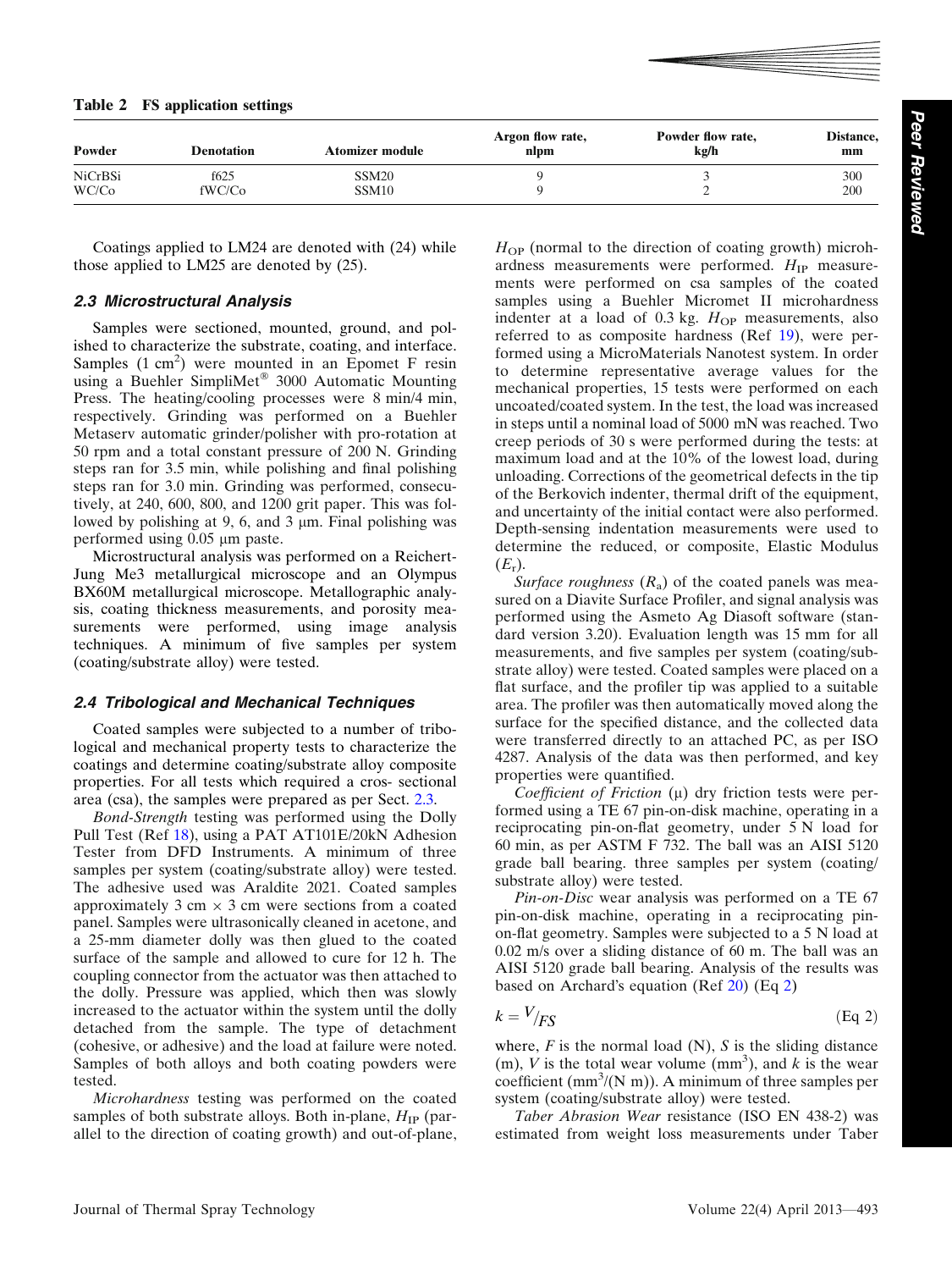**Table 2 FS application settings**

| Powder | Denotation | Atomizer module | Argon flow rate, nlpm | Powder flow rate, kg/h | Distance, mm |
|---|---|---|---|---|---|
| NiCrBSi | f625 | SSM20 | 9 | 3 | 300 |
| WC/Co | fWC/Co | SSM10 | 9 | 2 | 200 |

Coatings applied to LM24 are denoted with (24) while those applied to LM25 are denoted by (25).

### 2.3 Microstructural Analysis

Samples were sectioned, mounted, ground, and polished to characterize the substrate, coating, and interface. Samples (1 $cm^2$) were mounted in an Epomet F resin using a Buehler SimpliMet® 3000 Automatic Mounting Press. The heating/cooling processes were 8 min/4 min, respectively. Grinding was performed on a Buehler Metaserv automatic grinder/polisher with pro-rotation at 50 rpm and a total constant pressure of 200 N. Grinding steps ran for 3.5 min, while polishing and final polishing steps ran for 3.0 min. Grinding was performed, consecutively, at 240, 600, 800, and 1200 grit paper. This was followed by polishing at 9, 6, and 3 μm. Final polishing was performed using 0.05 μm paste.

Microstructural analysis was performed on a Reichert-Jung Me3 metallurgical microscope and an Olympus BX60M metallurgical microscope. Metallographic analysis, coating thickness measurements, and porosity measurements were performed, using image analysis techniques. A minimum of five samples per system (coating/substrate alloy) were tested.

### 2.4 Tribological and Mechanical Techniques

Coated samples were subjected to a number of tribological and mechanical property tests to characterize the coatings and determine coating/substrate alloy composite properties. For all tests which required a cros- sectional area (csa), the samples were prepared as per Sect. 2.3.

*Bond-Strength* testing was performed using the Dolly Pull Test (Ref 18), using a PAT AT101E/20kN Adhesion Tester from DFD Instruments. A minimum of three samples per system (coating/substrate alloy) were tested. The adhesive used was Araldite 2021. Coated samples approximately 3 cm × 3 cm were sections from a coated panel. Samples were ultrasonically cleaned in acetone, and a 25-mm diameter dolly was then glued to the coated surface of the sample and allowed to cure for 12 h. The coupling connector from the actuator was then attached to the dolly. Pressure was applied, which then was slowly increased to the actuator within the system until the dolly detached from the sample. The type of detachment (cohesive, or adhesive) and the load at failure were noted. Samples of both alloys and both coating powders were tested.

*Microhardness* testing was performed on the coated samples of both substrate alloys. Both in-plane, $H_{IP}$ (parallel to the direction of coating growth) and out-of-plane, $H_{OP}$ (normal to the direction of coating growth) microhardness measurements were performed. $H_{IP}$ measurements were performed on csa samples of the coated samples using a Buehler Micromet II microhardness indenter at a load of 0.3 kg. $H_{OP}$ measurements, also referred to as composite hardness (Ref 19), were performed using a MicroMaterials Nanotest system. In order to determine representative average values for the mechanical properties, 15 tests were performed on each uncoated/coated system. In the test, the load was increased in steps until a nominal load of 5000 mN was reached. Two creep periods of 30 s were performed during the tests: at maximum load and at the 10% of the lowest load, during unloading. Corrections of the geometrical defects in the tip of the Berkovich indenter, thermal drift of the equipment, and uncertainty of the initial contact were also performed. Depth-sensing indentation measurements were used to determine the reduced, or composite, Elastic Modulus ($E_r$).

*Surface roughness* ($R_a$) of the coated panels was measured on a Diavite Surface Profiler, and signal analysis was performed using the Asmeto Ag Diasoft software (standard version 3.20). Evaluation length was 15 mm for all measurements, and five samples per system (coating/substrate alloy) were tested. Coated samples were placed on a flat surface, and the profiler tip was applied to a suitable area. The profiler was then automatically moved along the surface for the specified distance, and the collected data were transferred directly to an attached PC, as per ISO 4287. Analysis of the data was then performed, and key properties were quantified.

*Coefficient of Friction* (μ) dry friction tests were performed using a TE 67 pin-on-disk machine, operating in a reciprocating pin-on-flat geometry, under 5 N load for 60 min, as per ASTM F 732. The ball was an AISI 5120 grade ball bearing. three samples per system (coating/substrate alloy) were tested.

*Pin-on-Disc* wear analysis was performed on a TE 67 pin-on-disk machine, operating in a reciprocating pin-on-flat geometry. Samples were subjected to a 5 N load at 0.02 m/s over a sliding distance of 60 m. The ball was an AISI 5120 grade ball bearing. Analysis of the results was based on Archard's equation (Ref 20) (Eq 2)

$$k = V/_{FS} \qquad \text{(Eq 2)}$$

where, $F$ is the normal load (N), $S$ is the sliding distance (m), $V$ is the total wear volume ($mm^3$), and $k$ is the wear coefficient ($mm^3$/(N m)). A minimum of three samples per system (coating/substrate alloy) were tested.

*Taber Abrasion Wear* resistance (ISO EN 438-2) was estimated from weight loss measurements under Taber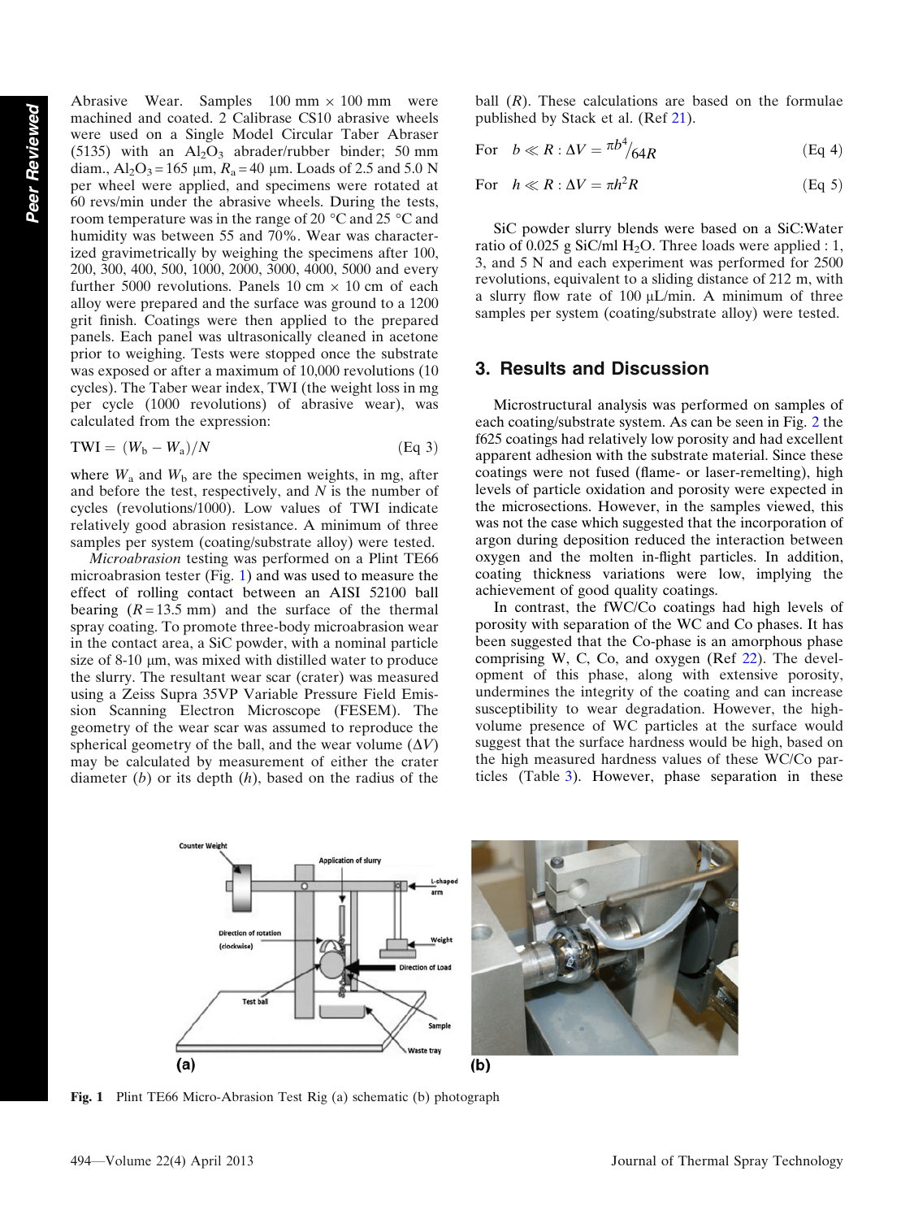Abrasive Wear. Samples 100 mm × 100 mm were machined and coated. 2 Calibrase CS10 abrasive wheels were used on a Single Model Circular Taber Abraser (5135) with an $Al_2O_3$ abrader/rubber binder; 50 mm diam., $Al_2O_3$ = 165 μm, $R_a$ = 40 μm. Loads of 2.5 and 5.0 N per wheel were applied, and specimens were rotated at 60 revs/min under the abrasive wheels. During the tests, room temperature was in the range of 20 °C and 25 °C and humidity was between 55 and 70%. Wear was characterized gravimetrically by weighing the specimens after 100, 200, 300, 400, 500, 1000, 2000, 3000, 4000, 5000 and every further 5000 revolutions. Panels 10 cm × 10 cm of each alloy were prepared and the surface was ground to a 1200 grit finish. Coatings were then applied to the prepared panels. Each panel was ultrasonically cleaned in acetone prior to weighing. Tests were stopped once the substrate was exposed or after a maximum of 10,000 revolutions (10 cycles). The Taber wear index, TWI (the weight loss in mg per cycle (1000 revolutions) of abrasive wear), was calculated from the expression:

$$\mathrm{TWI} = (W_b - W_a)/N \qquad \text{(Eq 3)}$$

where $W_a$ and $W_b$ are the specimen weights, in mg, after and before the test, respectively, and $N$ is the number of cycles (revolutions/1000). Low values of TWI indicate relatively good abrasion resistance. A minimum of three samples per system (coating/substrate alloy) were tested.

*Microabrasion* testing was performed on a Plint TE66 microabrasion tester (Fig. 1) and was used to measure the effect of rolling contact between an AISI 52100 ball bearing ($R$ = 13.5 mm) and the surface of the thermal spray coating. To promote three-body microabrasion wear in the contact area, a SiC powder, with a nominal particle size of 8-10 μm, was mixed with distilled water to produce the slurry. The resultant wear scar (crater) was measured using a Zeiss Supra 35VP Variable Pressure Field Emission Scanning Electron Microscope (FESEM). The geometry of the wear scar was assumed to reproduce the spherical geometry of the ball, and the wear volume ($\Delta V$) may be calculated by measurement of either the crater diameter ($b$) or its depth ($h$), based on the radius of the ball ($R$). These calculations are based on the formulae published by Stack et al. (Ref 21).

$$\text{For} \quad b \ll R : \Delta V = \pi b^4 / 64R \qquad \text{(Eq 4)}$$

$$\text{For} \quad h \ll R : \Delta V = \pi h^2 R \qquad \text{(Eq 5)}$$

SiC powder slurry blends were based on a SiC:Water ratio of 0.025 g SiC/ml $H_2O$. Three loads were applied : 1, 3, and 5 N and each experiment was performed for 2500 revolutions, equivalent to a sliding distance of 212 m, with a slurry flow rate of 100 μL/min. A minimum of three samples per system (coating/substrate alloy) were tested.

## 3. Results and Discussion

Microstructural analysis was performed on samples of each coating/substrate system. As can be seen in Fig. 2 the f625 coatings had relatively low porosity and had excellent apparent adhesion with the substrate material. Since these coatings were not fused (flame- or laser-remelting), high levels of particle oxidation and porosity were expected in the microsections. However, in the samples viewed, this was not the case which suggested that the incorporation of argon during deposition reduced the interaction between oxygen and the molten in-flight particles. In addition, coating thickness variations were low, implying the achievement of good quality coatings.

In contrast, the fWC/Co coatings had high levels of porosity with separation of the WC and Co phases. It has been suggested that the Co-phase is an amorphous phase comprising W, C, Co, and oxygen (Ref 22). The development of this phase, along with extensive porosity, undermines the integrity of the coating and can increase susceptibility to wear degradation. However, the high-volume presence of WC particles at the surface would suggest that the surface hardness would be high, based on the high measured hardness values of these WC/Co particles (Table 3). However, phase separation in these

Fig. 1 Plint TE66 Micro-Abrasion Test Rig (a) schematic (b) photograph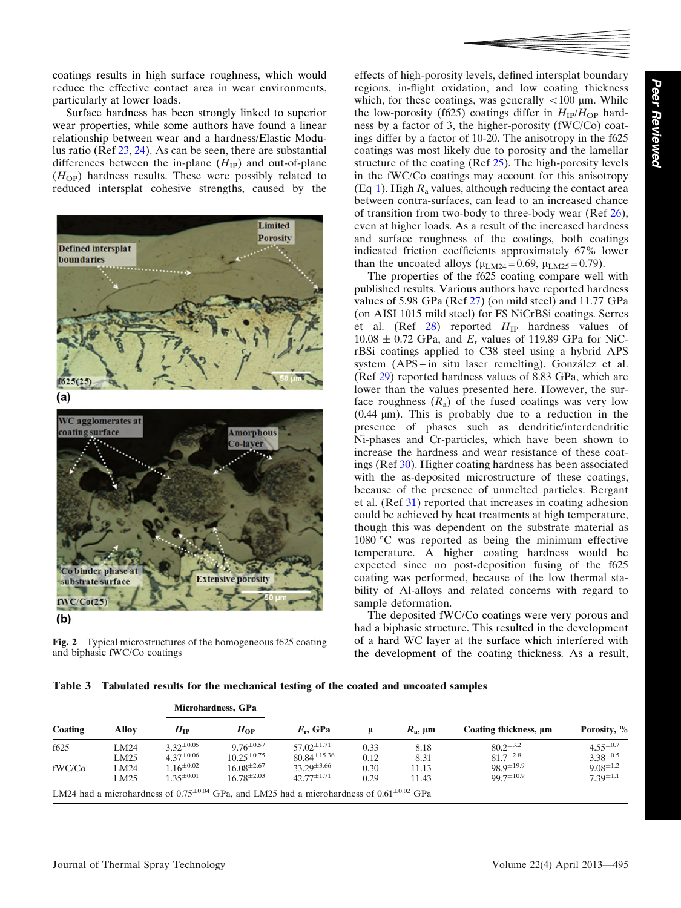coatings results in high surface roughness, which would reduce the effective contact area in wear environments, particularly at lower loads.

Surface hardness has been strongly linked to superior wear properties, while some authors have found a linear relationship between wear and a hardness/Elastic Modulus ratio (Ref 23, 24). As can be seen, there are substantial differences between the in-plane ($H_{IP}$) and out-of-plane ($H_{OP}$) hardness results. These were possibly related to reduced intersplat cohesive strengths, caused by the effects of high-porosity levels, defined intersplat boundary regions, in-flight oxidation, and low coating thickness which, for these coatings, was generally <100 μm. While the low-porosity (f625) coatings differ in $H_{IP}/H_{OP}$ hardness by a factor of 3, the higher-porosity (fWC/Co) coatings differ by a factor of 10-20. The anisotropy in the f625 coatings was most likely due to porosity and the lamellar structure of the coating (Ref 25). The high-porosity levels in the fWC/Co coatings may account for this anisotropy (Eq 1). High $R_a$ values, although reducing the contact area between contra-surfaces, can lead to an increased chance of transition from two-body to three-body wear (Ref 26), even at higher loads. As a result of the increased hardness and surface roughness of the coatings, both coatings indicated friction coefficients approximately 67% lower than the uncoated alloys ($\mu_{LM24} = 0.69$, $\mu_{LM25} = 0.79$).

Fig. 2 Typical microstructures of the homogeneous f625 coating and biphasic fWC/Co coatings

The properties of the f625 coating compare well with published results. Various authors have reported hardness values of 5.98 GPa (Ref 27) (on mild steel) and 11.77 GPa (on AISI 1015 mild steel) for FS NiCrBSi coatings. Serres et al. (Ref 28) reported $H_{IP}$ hardness values of 10.08 ± 0.72 GPa, and $E_r$ values of 119.89 GPa for NiCrBSi coatings applied to C38 steel using a hybrid APS system (APS + in situ laser remelting). González et al. (Ref 29) reported hardness values of 8.83 GPa, which are lower than the values presented here. However, the surface roughness ($R_a$) of the fused coatings was very low (0.44 μm). This is probably due to a reduction in the presence of phases such as dendritic/interdendritic Ni-phases and Cr-particles, which have been shown to increase the hardness and wear resistance of these coatings (Ref 30). Higher coating hardness has been associated with the as-deposited microstructure of these coatings, because of the presence of unmelted particles. Bergant et al. (Ref 31) reported that increases in coating adhesion could be achieved by heat treatments at high temperature, though this was dependent on the substrate material as 1080 °C was reported as being the minimum effective temperature. A higher coating hardness would be expected since no post-deposition fusing of the f625 coating was performed, because of the low thermal stability of Al-alloys and related concerns with regard to sample deformation.

The deposited fWC/Co coatings were very porous and had a biphasic structure. This resulted in the development of a hard WC layer at the surface which interfered with the development of the coating thickness. As a result,

**Table 3 Tabulated results for the mechanical testing of the coated and uncoated samples**

| Coating | Alloy | Microhardness, GPa $H_{IP}$ | Microhardness, GPa $H_{OP}$ | $E_r$, GPa | μ | $R_a$, μm | Coating thickness, μm | Porosity, % |
|---|---|---|---|---|---|---|---|---|
| f625 | LM24 | $3.32^{\pm 0.05}$ | $9.76^{\pm 0.57}$ | $57.02^{\pm 1.71}$ | 0.33 | 8.18 | $80.2^{\pm 3.2}$ | $4.55^{\pm 0.7}$ |
| | LM25 | $4.37^{\pm 0.06}$ | $10.25^{\pm 0.75}$ | $80.84^{\pm 15.36}$ | 0.12 | 8.31 | $81.7^{\pm 2.8}$ | $3.38^{\pm 0.5}$ |
| fWC/Co | LM24 | $1.16^{\pm 0.02}$ | $16.08^{\pm 2.67}$ | $33.29^{\pm 3.66}$ | 0.30 | 11.13 | $98.9^{\pm 19.9}$ | $9.08^{\pm 1.2}$ |
| | LM25 | $1.35^{\pm 0.01}$ | $16.78^{\pm 2.03}$ | $42.77^{\pm 1.71}$ | 0.29 | 11.43 | $99.7^{\pm 10.9}$ | $7.39^{\pm 1.1}$ |

LM24 had a microhardness of $0.75^{\pm 0.04}$ GPa, and LM25 had a microhardness of $0.61^{\pm 0.02}$ GPa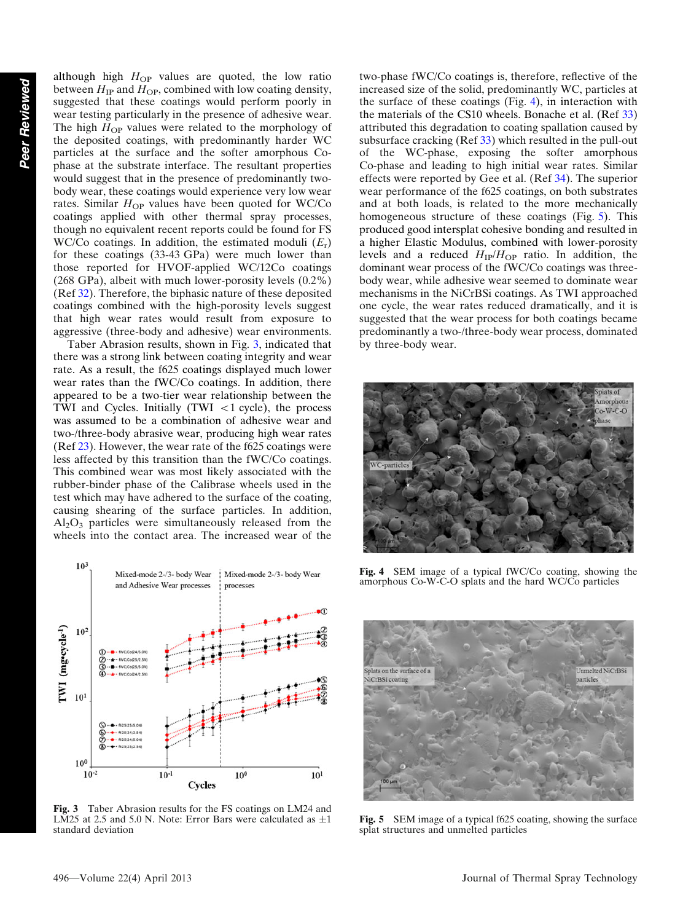although high $H_{OP}$ values are quoted, the low ratio between $H_{IP}$ and $H_{OP}$, combined with low coating density, suggested that these coatings would perform poorly in wear testing particularly in the presence of adhesive wear. The high $H_{OP}$ values were related to the morphology of the deposited coatings, with predominantly harder WC particles at the surface and the softer amorphous Co-phase at the substrate interface. The resultant properties would suggest that in the presence of predominantly two-body wear, these coatings would experience very low wear rates. Similar $H_{OP}$ values have been quoted for WC/Co coatings applied with other thermal spray processes, though no equivalent recent reports could be found for FS WC/Co coatings. In addition, the estimated moduli ($E_r$) for these coatings (33-43 GPa) were much lower than those reported for HVOF-applied WC/12Co coatings (268 GPa), albeit with much lower-porosity levels (0.2%) (Ref 32). Therefore, the biphasic nature of these deposited coatings combined with the high-porosity levels suggest that high wear rates would result from exposure to aggressive (three-body and adhesive) wear environments.

Taber Abrasion results, shown in Fig. 3, indicated that there was a strong link between coating integrity and wear rate. As a result, the f625 coatings displayed much lower wear rates than the fWC/Co coatings. In addition, there appeared to be a two-tier wear relationship between the TWI and Cycles. Initially (TWI <1 cycle), the process was assumed to be a combination of adhesive wear and two-/three-body abrasive wear, producing high wear rates (Ref 23). However, the wear rate of the f625 coatings were less affected by this transition than the fWC/Co coatings. This combined wear was most likely associated with the rubber-binder phase of the Calibrase wheels used in the test which may have adhered to the surface of the coating, causing shearing of the surface particles. In addition, $Al_2O_3$ particles were simultaneously released from the wheels into the contact area. The increased wear of the two-phase fWC/Co coatings is, therefore, reflective of the increased size of the solid, predominantly WC, particles at the surface of these coatings (Fig. 4), in interaction with the materials of the CS10 wheels. Bonache et al. (Ref 33) attributed this degradation to coating spallation caused by subsurface cracking (Ref 33) which resulted in the pull-out of the WC-phase, exposing the softer amorphous Co-phase and leading to high initial wear rates. Similar effects were reported by Gee et al. (Ref 34). The superior wear performance of the f625 coatings, on both substrates and at both loads, is related to the more mechanically homogeneous structure of these coatings (Fig. 5). This produced good intersplat cohesive bonding and resulted in a higher Elastic Modulus, combined with lower-porosity levels and a reduced $H_{IP}/H_{OP}$ ratio. In addition, the dominant wear process of the fWC/Co coatings was three-body wear, while adhesive wear seemed to dominate wear mechanisms in the NiCrBSi coatings. As TWI approached one cycle, the wear rates reduced dramatically, and it is suggested that the wear process for both coatings became predominantly a two-/three-body wear process, dominated by three-body wear.

Fig. 3 Taber Abrasion results for the FS coatings on LM24 and LM25 at 2.5 and 5.0 N. Note: Error Bars were calculated as ±1 standard deviation

Fig. 4 SEM image of a typical fWC/Co coating, showing the amorphous Co-W-C-O splats and the hard WC/Co particles

Fig. 5 SEM image of a typical f625 coating, showing the surface splat structures and unmelted particles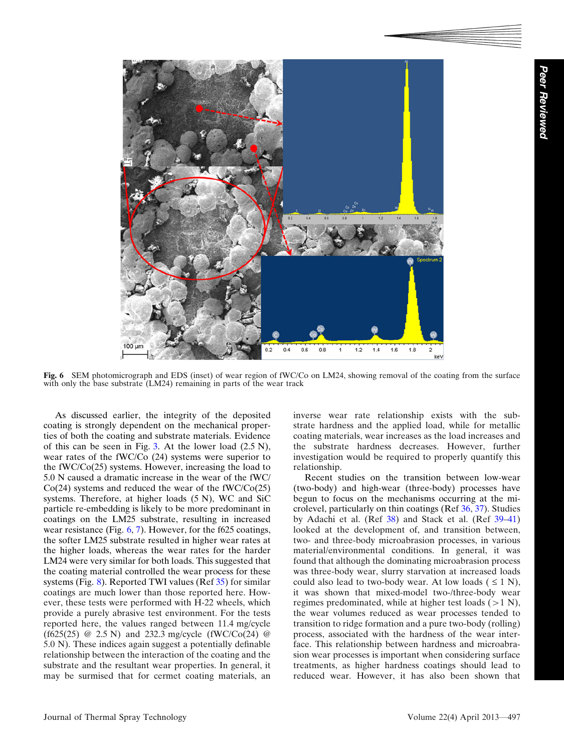Fig. 6 SEM photomicrograph and EDS (inset) of wear region of fWC/Co on LM24, showing removal of the coating from the surface with only the base substrate (LM24) remaining in parts of the wear track

As discussed earlier, the integrity of the deposited coating is strongly dependent on the mechanical properties of both the coating and substrate materials. Evidence of this can be seen in Fig. 3. At the lower load (2.5 N), wear rates of the fWC/Co (24) systems were superior to the fWC/Co(25) systems. However, increasing the load to 5.0 N caused a dramatic increase in the wear of the fWC/Co(24) systems and reduced the wear of the fWC/Co(25) systems. Therefore, at higher loads (5 N), WC and SiC particle re-embedding is likely to be more predominant in coatings on the LM25 substrate, resulting in increased wear resistance (Fig. 6, 7). However, for the f625 coatings, the softer LM25 substrate resulted in higher wear rates at the higher loads, whereas the wear rates for the harder LM24 were very similar for both loads. This suggested that the coating material controlled the wear process for these systems (Fig. 8). Reported TWI values (Ref 35) for similar coatings are much lower than those reported here. However, these tests were performed with H-22 wheels, which provide a purely abrasive test environment. For the tests reported here, the values ranged between 11.4 mg/cycle (f625(25) @ 2.5 N) and 232.3 mg/cycle (fWC/Co(24) @ 5.0 N). These indices again suggest a potentially definable relationship between the interaction of the coating and the substrate and the resultant wear properties. In general, it may be surmised that for cermet coating materials, an inverse wear rate relationship exists with the substrate hardness and the applied load, while for metallic coating materials, wear increases as the load increases and the substrate hardness decreases. However, further investigation would be required to properly quantify this relationship.

Recent studies on the transition between low-wear (two-body) and high-wear (three-body) processes have begun to focus on the mechanisms occurring at the microlevel, particularly on thin coatings (Ref 36, 37). Studies by Adachi et al. (Ref 38) and Stack et al. (Ref 39–41) looked at the development of, and transition between, two- and three-body microabrasion processes, in various material/environmental conditions. In general, it was found that although the dominating microabrasion process was three-body wear, slurry starvation at increased loads could also lead to two-body wear. At low loads ( $\leq 1$ N), it was shown that mixed-model two-/three-body wear regimes predominated, while at higher test loads ($>1$ N), the wear volumes reduced as wear processes tended to transition to ridge formation and a pure two-body (rolling) process, associated with the hardness of the wear interface. This relationship between hardness and microabrasion wear processes is important when considering surface treatments, as higher hardness coatings should lead to reduced wear. However, it has also been shown that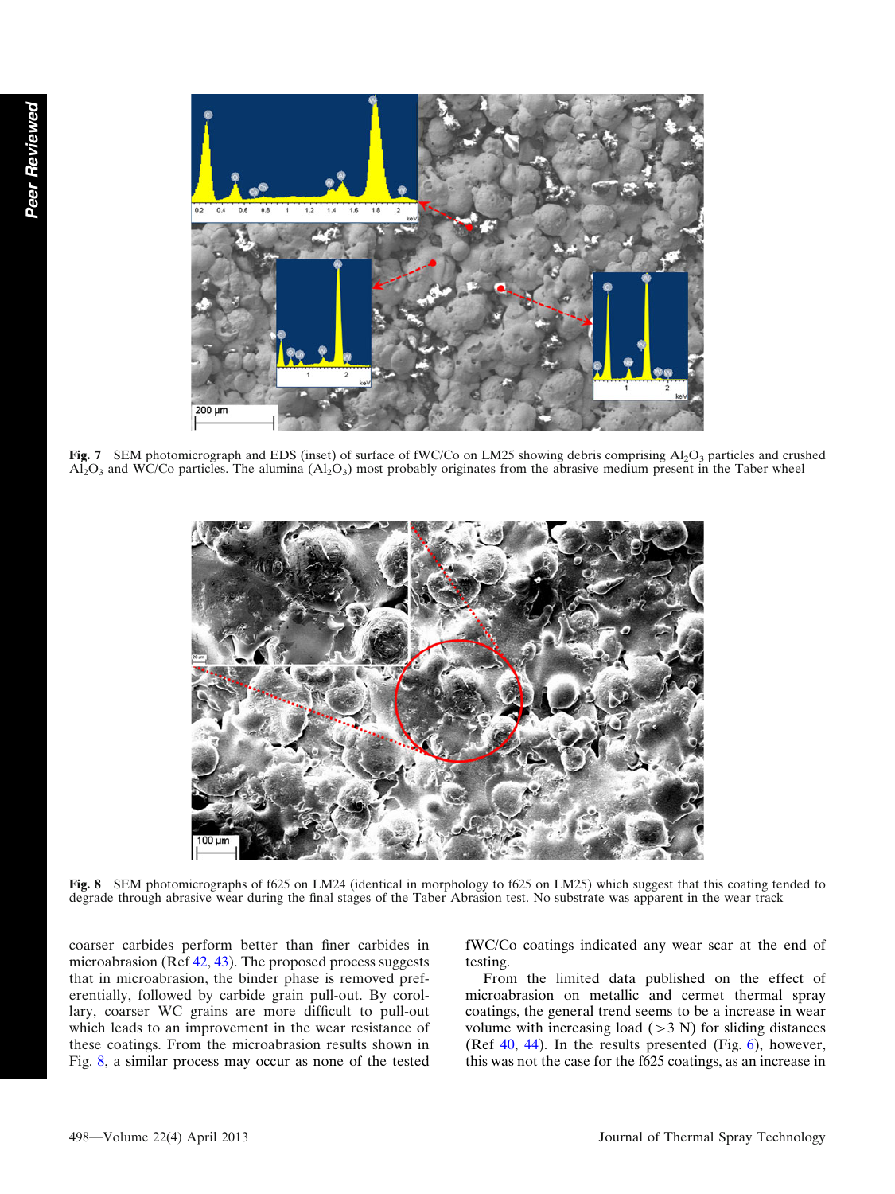Fig. 7 SEM photomicrograph and EDS (inset) of surface of fWC/Co on LM25 showing debris comprising $Al_2O_3$ particles and crushed $Al_2O_3$ and WC/Co particles. The alumina ($Al_2O_3$) most probably originates from the abrasive medium present in the Taber wheel

Fig. 8 SEM photomicrographs of f625 on LM24 (identical in morphology to f625 on LM25) which suggest that this coating tended to degrade through abrasive wear during the final stages of the Taber Abrasion test. No substrate was apparent in the wear track

coarser carbides perform better than finer carbides in microabrasion (Ref 42, 43). The proposed process suggests that in microabrasion, the binder phase is removed preferentially, followed by carbide grain pull-out. By corollary, coarser WC grains are more difficult to pull-out which leads to an improvement in the wear resistance of these coatings. From the microabrasion results shown in Fig. 8, a similar process may occur as none of the tested fWC/Co coatings indicated any wear scar at the end of testing.

From the limited data published on the effect of microabrasion on metallic and cermet thermal spray coatings, the general trend seems to be a increase in wear volume with increasing load (>3 N) for sliding distances (Ref 40, 44). In the results presented (Fig. 6), however, this was not the case for the f625 coatings, as an increase in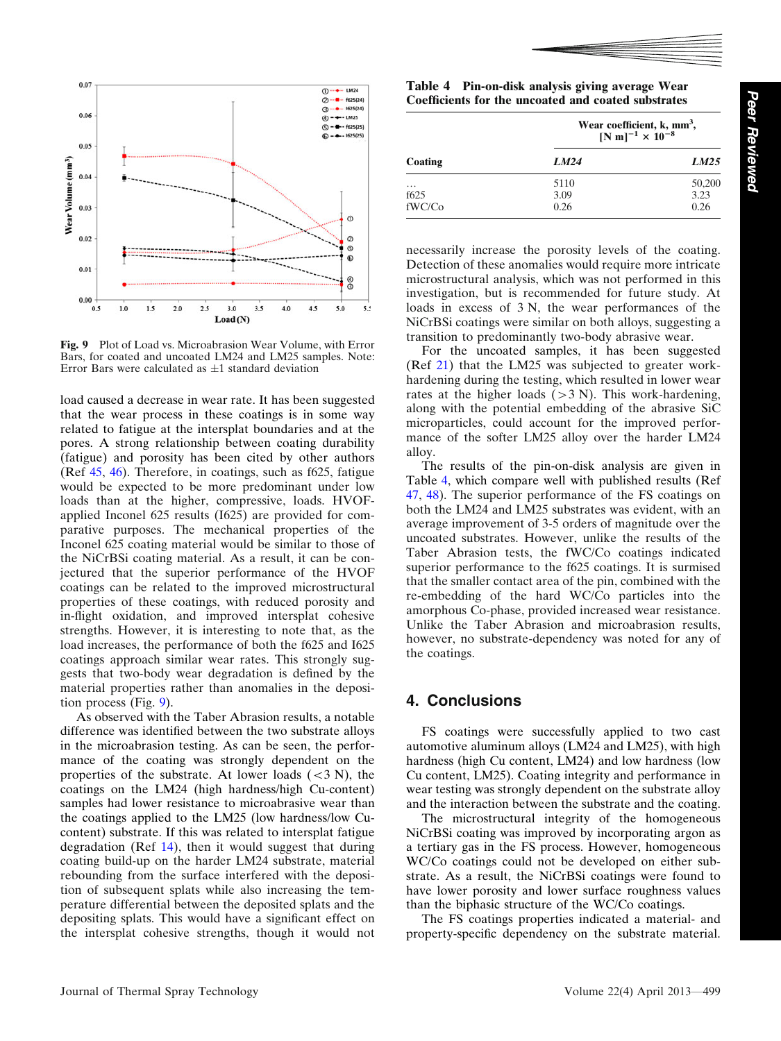Fig. 9 Plot of Load vs. Microabrasion Wear Volume, with Error Bars, for coated and uncoated LM24 and LM25 samples. Note: Error Bars were calculated as ±1 standard deviation

load caused a decrease in wear rate. It has been suggested that the wear process in these coatings is in some way related to fatigue at the intersplat boundaries and at the pores. A strong relationship between coating durability (fatigue) and porosity has been cited by other authors (Ref 45, 46). Therefore, in coatings, such as f625, fatigue would be expected to be more predominant under low loads than at the higher, compressive, loads. HVOF-applied Inconel 625 results (I625) are provided for comparative purposes. The mechanical properties of the Inconel 625 coating material would be similar to those of the NiCrBSi coating material. As a result, it can be conjectured that the superior performance of the HVOF coatings can be related to the improved microstructural properties of these coatings, with reduced porosity and in-flight oxidation, and improved intersplat cohesive strengths. However, it is interesting to note that, as the load increases, the performance of both the f625 and I625 coatings approach similar wear rates. This strongly suggests that two-body wear degradation is defined by the material properties rather than anomalies in the deposition process (Fig. 9).

As observed with the Taber Abrasion results, a notable difference was identified between the two substrate alloys in the microabrasion testing. As can be seen, the performance of the coating was strongly dependent on the properties of the substrate. At lower loads (<3 N), the coatings on the LM24 (high hardness/high Cu-content) samples had lower resistance to microabrasive wear than the coatings applied to the LM25 (low hardness/low Cu-content) substrate. If this was related to intersplat fatigue degradation (Ref 14), then it would suggest that during coating build-up on the harder LM24 substrate, material rebounding from the surface interfered with the deposition of subsequent splats while also increasing the temperature differential between the deposited splats and the depositing splats. This would have a significant effect on the intersplat cohesive strengths, though it would not necessarily increase the porosity levels of the coating. Detection of these anomalies would require more intricate microstructural analysis, which was not performed in this investigation, but is recommended for future study. At loads in excess of 3 N, the wear performances of the NiCrBSi coatings were similar on both alloys, suggesting a transition to predominantly two-body abrasive wear.

For the uncoated samples, it has been suggested (Ref 21) that the LM25 was subjected to greater work-hardening during the testing, which resulted in lower wear rates at the higher loads (>3 N). This work-hardening, along with the potential embedding of the abrasive SiC microparticles, could account for the improved performance of the softer LM25 alloy over the harder LM24 alloy.

The results of the pin-on-disk analysis are given in Table 4, which compare well with published results (Ref 47, 48). The superior performance of the FS coatings on both the LM24 and LM25 substrates was evident, with an average improvement of 3-5 orders of magnitude over the uncoated substrates. However, unlike the results of the Taber Abrasion tests, the fWC/Co coatings indicated superior performance to the f625 coatings. It is surmised that the smaller contact area of the pin, combined with the re-embedding of the hard WC/Co particles into the amorphous Co-phase, provided increased wear resistance. Unlike the Taber Abrasion and microabrasion results, however, no substrate-dependency was noted for any of the coatings.

**Table 4 Pin-on-disk analysis giving average Wear Coefficients for the uncoated and coated substrates**

| Coating | Wear coefficient, k, $mm^3$, $[N\ m]^{-1} \times 10^{-8}$ | |
|---|---|---|
| | *LM24* | *LM25* |
| … | 5110 | 50,200 |
| f625 | 3.09 | 3.23 |
| fWC/Co | 0.26 | 0.26 |

## 4. Conclusions

FS coatings were successfully applied to two cast automotive aluminum alloys (LM24 and LM25), with high hardness (high Cu content, LM24) and low hardness (low Cu content, LM25). Coating integrity and performance in wear testing was strongly dependent on the substrate alloy and the interaction between the substrate and the coating.

The microstructural integrity of the homogeneous NiCrBSi coating was improved by incorporating argon as a tertiary gas in the FS process. However, homogeneous WC/Co coatings could not be developed on either substrate. As a result, the NiCrBSi coatings were found to have lower porosity and lower surface roughness values than the biphasic structure of the WC/Co coatings.

The FS coatings properties indicated a material- and property-specific dependency on the substrate material.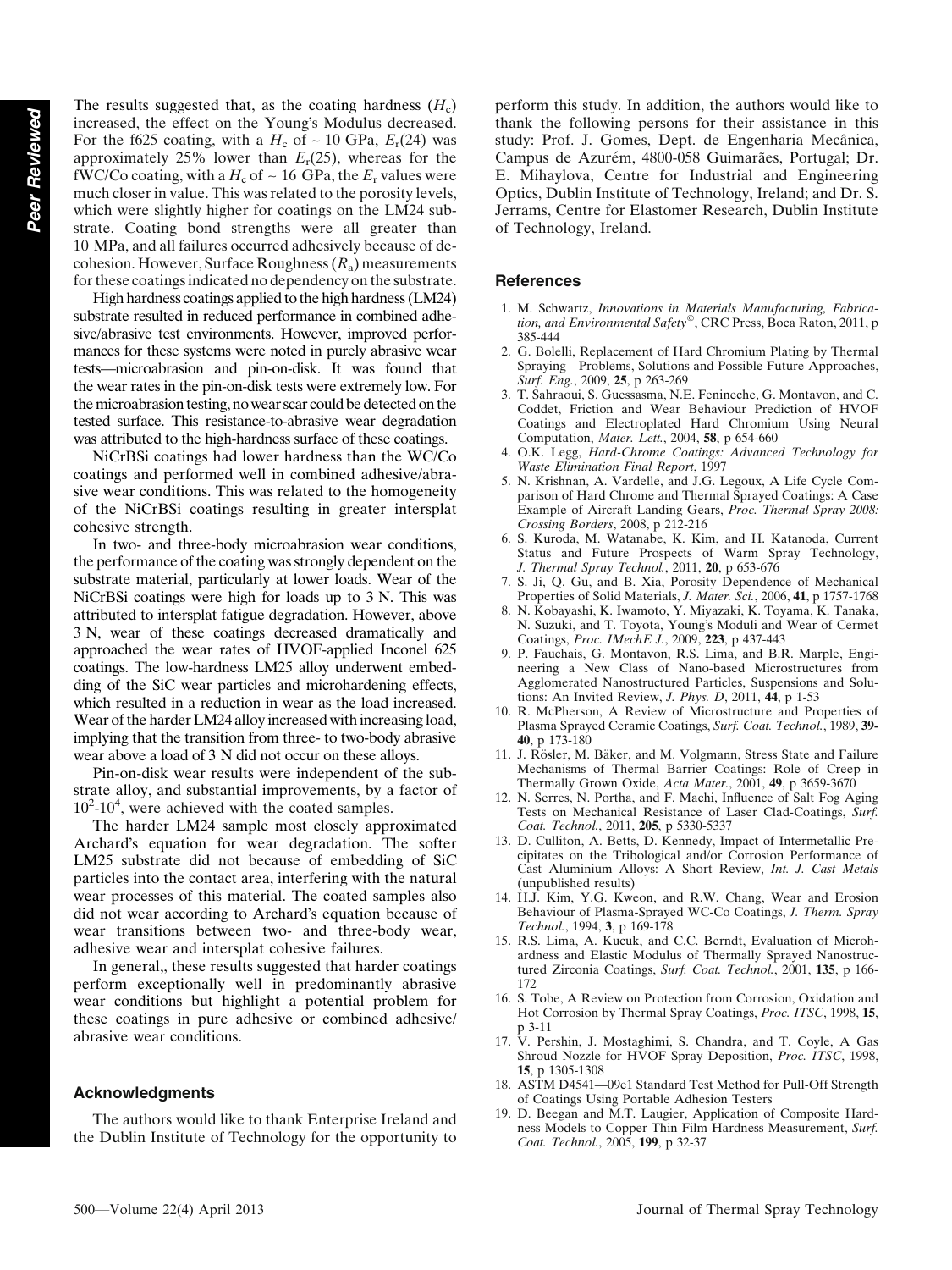The results suggested that, as the coating hardness ($H_c$) increased, the effect on the Young's Modulus decreased. For the f625 coating, with a $H_c$ of ~ 10 GPa, $E_r(24)$ was approximately 25% lower than $E_r(25)$, whereas for the fWC/Co coating, with a $H_c$ of ~ 16 GPa, the $E_r$ values were much closer in value. This was related to the porosity levels, which were slightly higher for coatings on the LM24 substrate. Coating bond strengths were all greater than 10 MPa, and all failures occurred adhesively because of decohesion. However, Surface Roughness ($R_a$) measurements for these coatings indicated no dependency on the substrate.

High hardness coatings applied to the high hardness (LM24) substrate resulted in reduced performance in combined adhesive/abrasive test environments. However, improved performances for these systems were noted in purely abrasive wear tests—microabrasion and pin-on-disk. It was found that the wear rates in the pin-on-disk tests were extremely low. For the microabrasion testing, no wear scar could be detected on the tested surface. This resistance-to-abrasive wear degradation was attributed to the high-hardness surface of these coatings.

NiCrBSi coatings had lower hardness than the WC/Co coatings and performed well in combined adhesive/abrasive wear conditions. This was related to the homogeneity of the NiCrBSi coatings resulting in greater intersplat cohesive strength.

In two- and three-body microabrasion wear conditions, the performance of the coating was strongly dependent on the substrate material, particularly at lower loads. Wear of the NiCrBSi coatings were high for loads up to 3 N. This was attributed to intersplat fatigue degradation. However, above 3 N, wear of these coatings decreased dramatically and approached the wear rates of HVOF-applied Inconel 625 coatings. The low-hardness LM25 alloy underwent embedding of the SiC wear particles and microhardening effects, which resulted in a reduction in wear as the load increased. Wear of the harder LM24 alloy increased with increasing load, implying that the transition from three- to two-body abrasive wear above a load of 3 N did not occur on these alloys.

Pin-on-disk wear results were independent of the substrate alloy, and substantial improvements, by a factor of $10^2$-$10^4$, were achieved with the coated samples.

The harder LM24 sample most closely approximated Archard's equation for wear degradation. The softer LM25 substrate did not because of embedding of SiC particles into the contact area, interfering with the natural wear processes of this material. The coated samples also did not wear according to Archard's equation because of wear transitions between two- and three-body wear, adhesive wear and intersplat cohesive failures.

In general,, these results suggested that harder coatings perform exceptionally well in predominantly abrasive wear conditions but highlight a potential problem for these coatings in pure adhesive or combined adhesive/abrasive wear conditions.

## Acknowledgments

The authors would like to thank Enterprise Ireland and the Dublin Institute of Technology for the opportunity to perform this study. In addition, the authors would like to thank the following persons for their assistance in this study: Prof. J. Gomes, Dept. de Engenharia Mecânica, Campus de Azurém, 4800-058 Guimarães, Portugal; Dr. E. Mihaylova, Centre for Industrial and Engineering Optics, Dublin Institute of Technology, Ireland; and Dr. S. Jerrams, Centre for Elastomer Research, Dublin Institute of Technology, Ireland.

## References

1. M. Schwartz, *Innovations in Materials Manufacturing, Fabrication, and Environmental Safety©*, CRC Press, Boca Raton, 2011, p 385-444
2. G. Bolelli, Replacement of Hard Chromium Plating by Thermal Spraying—Problems, Solutions and Possible Future Approaches, *Surf. Eng.*, 2009, **25**, p 263-269
3. T. Sahraoui, S. Guessasma, N.E. Fenineche, G. Montavon, and C. Coddet, Friction and Wear Behaviour Prediction of HVOF Coatings and Electroplated Hard Chromium Using Neural Computation, *Mater. Lett.*, 2004, **58**, p 654-660
4. O.K. Legg, *Hard-Chrome Coatings: Advanced Technology for Waste Elimination Final Report*, 1997
5. N. Krishnan, A. Vardelle, and J.G. Legoux, A Life Cycle Comparison of Hard Chrome and Thermal Sprayed Coatings: A Case Example of Aircraft Landing Gears, *Proc. Thermal Spray 2008: Crossing Borders*, 2008, p 212-216
6. S. Kuroda, M. Watanabe, K. Kim, and H. Katanoda, Current Status and Future Prospects of Warm Spray Technology, *J. Thermal Spray Technol.*, 2011, **20**, p 653-676
7. S. Ji, Q. Gu, and B. Xia, Porosity Dependence of Mechanical Properties of Solid Materials, *J. Mater. Sci.*, 2006, **41**, p 1757-1768
8. N. Kobayashi, K. Iwamoto, Y. Miyazaki, K. Toyama, K. Tanaka, N. Suzuki, and T. Toyota, Young's Moduli and Wear of Cermet Coatings, *Proc. IMechE J.*, 2009, **223**, p 437-443
9. P. Fauchais, G. Montavon, R.S. Lima, and B.R. Marple, Engineering a New Class of Nano-based Microstructures from Agglomerated Nanostructured Particles, Suspensions and Solutions: An Invited Review, *J. Phys. D*, 2011, **44**, p 1-53
10. R. McPherson, A Review of Microstructure and Properties of Plasma Sprayed Ceramic Coatings, *Surf. Coat. Technol.*, 1989, **39-40**, p 173-180
11. J. Rösler, M. Bäker, and M. Volgmann, Stress State and Failure Mechanisms of Thermal Barrier Coatings: Role of Creep in Thermally Grown Oxide, *Acta Mater.*, 2001, **49**, p 3659-3670
12. N. Serres, N. Portha, and F. Machi, Influence of Salt Fog Aging Tests on Mechanical Resistance of Laser Clad-Coatings, *Surf. Coat. Technol.*, 2011, **205**, p 5330-5337
13. D. Culliton, A. Betts, D. Kennedy, Impact of Intermetallic Precipitates on the Tribological and/or Corrosion Performance of Cast Aluminium Alloys: A Short Review, *Int. J. Cast Metals* (unpublished results)
14. H.J. Kim, Y.G. Kweon, and R.W. Chang, Wear and Erosion Behaviour of Plasma-Sprayed WC-Co Coatings, *J. Therm. Spray Technol.*, 1994, **3**, p 169-178
15. R.S. Lima, A. Kucuk, and C.C. Berndt, Evaluation of Microhardness and Elastic Modulus of Thermally Sprayed Nanostructured Zirconia Coatings, *Surf. Coat. Technol.*, 2001, **135**, p 166-172
16. S. Tobe, A Review on Protection from Corrosion, Oxidation and Hot Corrosion by Thermal Spray Coatings, *Proc. ITSC*, 1998, **15**, p 3-11
17. V. Pershin, J. Mostaghimi, S. Chandra, and T. Coyle, A Gas Shroud Nozzle for HVOF Spray Deposition, *Proc. ITSC*, 1998, **15**, p 1305-1308
18. ASTM D4541—09e1 Standard Test Method for Pull-Off Strength of Coatings Using Portable Adhesion Testers
19. D. Beegan and M.T. Laugier, Application of Composite Hardness Models to Copper Thin Film Hardness Measurement, *Surf. Coat. Technol.*, 2005, **199**, p 32-37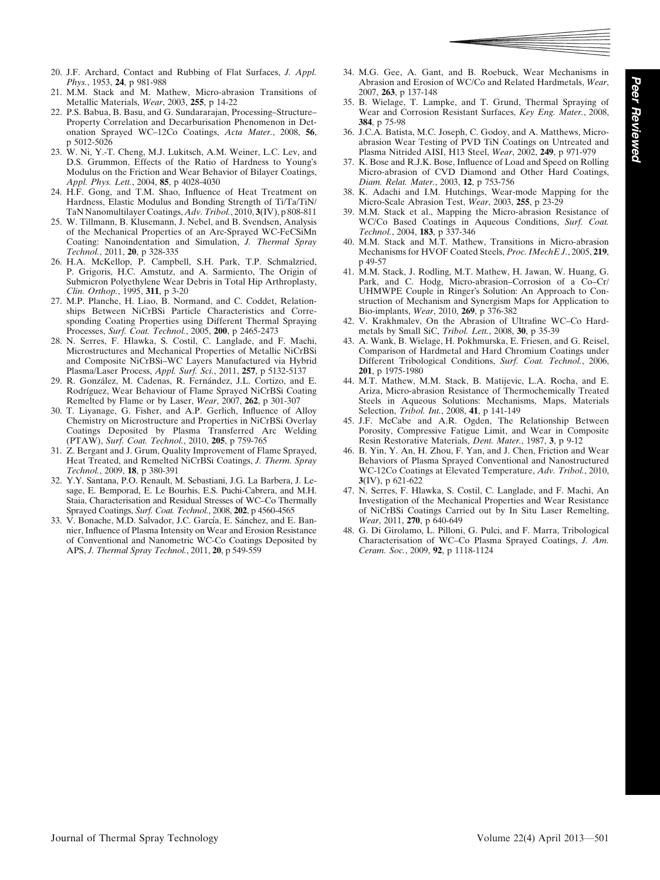20. J.F. Archard, Contact and Rubbing of Flat Surfaces, *J. Appl. Phys.*, 1953, **24**, p 981-988
21. M.M. Stack and M. Mathew, Micro-abrasion Transitions of Metallic Materials, *Wear*, 2003, **255**, p 14-22
22. P.S. Babua, B. Basu, and G. Sundararajan, Processing–Structure–Property Correlation and Decarburisation Phenomenon in Detonation Sprayed WC–12Co Coatings, *Acta Mater.*, 2008, **56**, p 5012-5026
23. W. Ni, Y.-T. Cheng, M.J. Lukitsch, A.M. Weiner, L.C. Lev, and D.S. Grummon, Effects of the Ratio of Hardness to Young's Modulus on the Friction and Wear Behavior of Bilayer Coatings, *Appl. Phys. Lett.*, 2004, **85**, p 4028-4030
24. H.F. Gong, and T.M. Shao, Influence of Heat Treatment on Hardness, Elastic Modulus and Bonding Strength of Ti/Ta/TiN/TaN Nanomultilayer Coatings, *Adv. Tribol.*, 2010, **3**(IV), p 808-811
25. W. Tillmann, B. Klusemann, J. Nebel, and B. Svendsen, Analysis of the Mechanical Properties of an Arc-Sprayed WC-FeCSiMn Coating: Nanoindentation and Simulation, *J. Thermal Spray Technol.*, 2011, **20**, p 328-335
26. H.A. McKellop, P. Campbell, S.H. Park, T.P. Schmalzried, P. Grigoris, H.C. Amstutz, and A. Sarmiento, The Origin of Submicron Polyethylene Wear Debris in Total Hip Arthroplasty, *Clin. Orthop.*, 1995, **311**, p 3-20
27. M.P. Planche, H. Liao, B. Normand, and C. Coddet, Relationships Between NiCrBSi Particle Characteristics and Corresponding Coating Properties using Different Thermal Spraying Processes, *Surf. Coat. Technol.*, 2005, **200**, p 2465-2473
28. N. Serres, F. Hlawka, S. Costil, C. Langlade, and F. Machi, Microstructures and Mechanical Properties of Metallic NiCrBSi and Composite NiCrBSi–WC Layers Manufactured via Hybrid Plasma/Laser Process, *Appl. Surf. Sci.*, 2011, **257**, p 5132-5137
29. R. González, M. Cadenas, R. Fernández, J.L. Cortizo, and E. Rodríguez, Wear Behaviour of Flame Sprayed NiCrBSi Coating Remelted by Flame or by Laser, *Wear*, 2007, **262**, p 301-307
30. T. Liyanage, G. Fisher, and A.P. Gerlich, Influence of Alloy Chemistry on Microstructure and Properties in NiCrBSi Overlay Coatings Deposited by Plasma Transferred Arc Welding (PTAW), *Surf. Coat. Technol.*, 2010, **205**, p 759-765
31. Z. Bergant and J. Grum, Quality Improvement of Flame Sprayed, Heat Treated, and Remelted NiCrBSi Coatings, *J. Therm. Spray Technol.*, 2009, **18**, p 380-391
32. Y.Y. Santana, P.O. Renault, M. Sebastiani, J.G. La Barbera, J. Lesage, E. Bemporad, E. Le Bourhis, E.S. Puchi-Cabrera, and M.H. Staia, Characterisation and Residual Stresses of WC–Co Thermally Sprayed Coatings, *Surf. Coat. Technol.*, 2008, **202**, p 4560-4565
33. V. Bonache, M.D. Salvador, J.C. García, E. Sánchez, and E. Bannier, Influence of Plasma Intensity on Wear and Erosion Resistance of Conventional and Nanometric WC-Co Coatings Deposited by APS, *J. Thermal Spray Technol.*, 2011, **20**, p 549-559
34. M.G. Gee, A. Gant, and B. Roebuck, Wear Mechanisms in Abrasion and Erosion of WC/Co and Related Hardmetals, *Wear*, 2007, **263**, p 137-148
35. B. Wielage, T. Lampke, and T. Grund, Thermal Spraying of Wear and Corrosion Resistant Surfaces, *Key Eng. Mater.*, 2008, **384**, p 75-98
36. J.C.A. Batista, M.C. Joseph, C. Godoy, and A. Matthews, Micro-abrasion Wear Testing of PVD TiN Coatings on Untreated and Plasma Nitrided AISI, H13 Steel, *Wear*, 2002, **249**, p 971-979
37. K. Bose and R.J.K. Bose, Influence of Load and Speed on Rolling Micro-abrasion of CVD Diamond and Other Hard Coatings, *Diam. Relat. Mater.*, 2003, **12**, p 753-756
38. K. Adachi and I.M. Hutchings, Wear-mode Mapping for the Micro-Scale Abrasion Test, *Wear*, 2003, **255**, p 23-29
39. M.M. Stack et al., Mapping the Micro-abrasion Resistance of WC/Co Based Coatings in Aqueous Conditions, *Surf. Coat. Technol.*, 2004, **183**, p 337-346
40. M.M. Stack and M.T. Mathew, Transitions in Micro-abrasion Mechanisms for HVOF Coated Steels, *Proc. IMechE J.*, 2005, **219**, p 49-57
41. M.M. Stack, J. Rodling, M.T. Mathew, H. Jawan, W. Huang, G. Park, and C. Hodg, Micro-abrasion–Corrosion of a Co–Cr/UHMWPE Couple in Ringer's Solution: An Approach to Construction of Mechanism and Synergism Maps for Application to Bio-implants, *Wear*, 2010, **269**, p 376-382
42. V. Krakhmalev, On the Abrasion of Ultrafine WC–Co Hardmetals by Small SiC, *Tribol. Lett.*, 2008, **30**, p 35-39
43. A. Wank, B. Wielage, H. Pokhmurska, E. Friesen, and G. Reisel, Comparison of Hardmetal and Hard Chromium Coatings under Different Tribological Conditions, *Surf. Coat. Technol.*, 2006, **201**, p 1975-1980
44. M.T. Mathew, M.M. Stack, B. Matijevic, L.A. Rocha, and E. Ariza, Micro-abrasion Resistance of Thermochemically Treated Steels in Aqueous Solutions: Mechanisms, Maps, Materials Selection, *Tribol. Int.*, 2008, **41**, p 141-149
45. J.F. McCabe and A.R. Ogden, The Relationship Between Porosity, Compressive Fatigue Limit, and Wear in Composite Resin Restorative Materials, *Dent. Mater.*, 1987, **3**, p 9-12
46. B. Yin, Y. An, H. Zhou, F. Yan, and J. Chen, Friction and Wear Behaviors of Plasma Sprayed Conventional and Nanostructured WC-12Co Coatings at Elevated Temperature, *Adv. Tribol.*, 2010, **3**(IV), p 621-622
47. N. Serres, F. Hlawka, S. Costil, C. Langlade, and F. Machi, An Investigation of the Mechanical Properties and Wear Resistance of NiCrBSi Coatings Carried out by In Situ Laser Remelting, *Wear*, 2011, **270**, p 640-649
48. G. Di Girolamo, L. Pilloni, G. Pulci, and F. Marra, Tribological Characterisation of WC–Co Plasma Sprayed Coatings, *J. Am. Ceram. Soc.*, 2009, **92**, p 1118-1124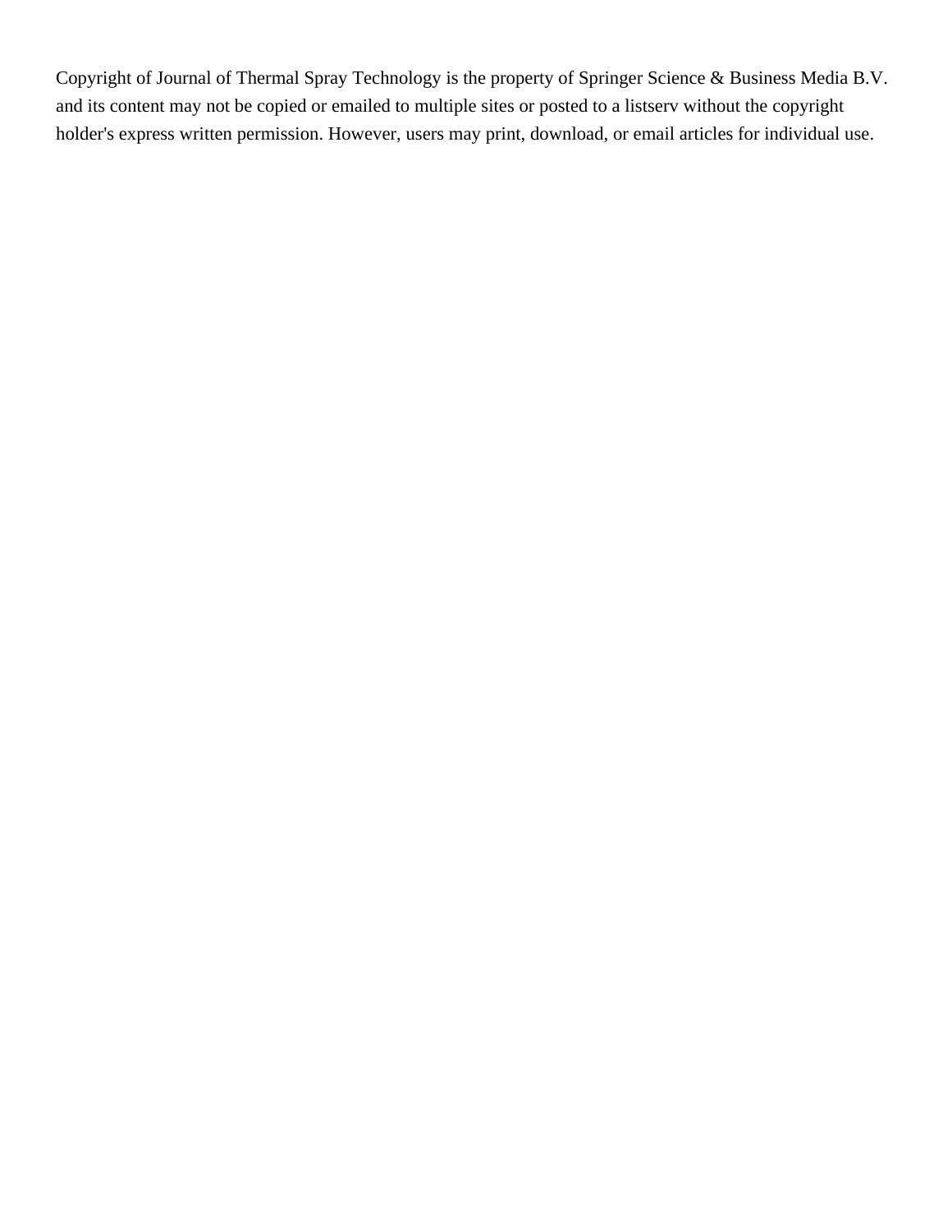Copyright of Journal of Thermal Spray Technology is the property of Springer Science & Business Media B.V. and its content may not be copied or emailed to multiple sites or posted to a listserv without the copyright holder's express written permission. However, users may print, download, or email articles for individual use.